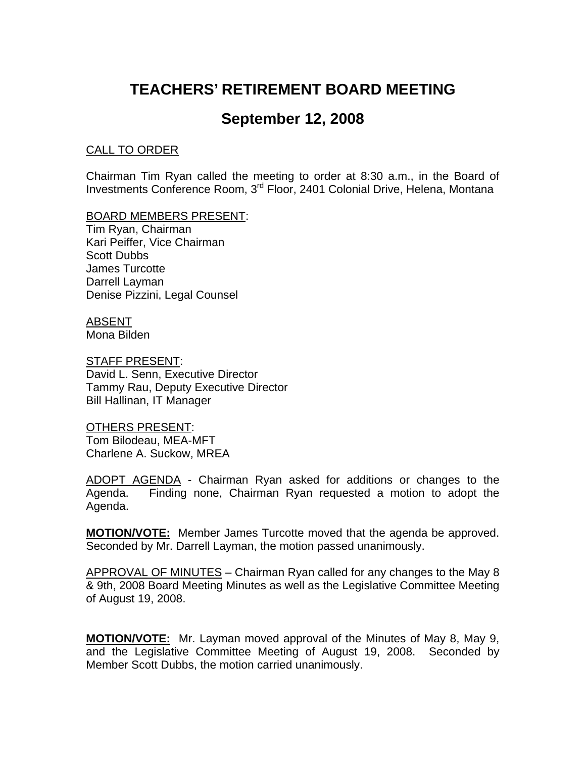# TEACHERS' RETIREMENT BOARD MEETING

## September 12, 2008

CALL TO ORDER

Chairman Tim Ryan called the meeting to order at 8:30 a.m., in the Board of Investments Conference Room, 3rd Floor, 2401 Colonial Drive, Helena, Montana

BOARD MEMBERS PRESENT:
Tim Ryan, Chairman
Kari Peiffer, Vice Chairman
Scott Dubbs
James Turcotte
Darrell Layman
Denise Pizzini, Legal Counsel

ABSENT
Mona Bilden

STAFF PRESENT:
David L. Senn, Executive Director
Tammy Rau, Deputy Executive Director
Bill Hallinan, IT Manager

OTHERS PRESENT:
Tom Bilodeau, MEA-MFT
Charlene A. Suckow, MREA

ADOPT AGENDA - Chairman Ryan asked for additions or changes to the Agenda. Finding none, Chairman Ryan requested a motion to adopt the Agenda.

**MOTION/VOTE:** Member James Turcotte moved that the agenda be approved. Seconded by Mr. Darrell Layman, the motion passed unanimously.

APPROVAL OF MINUTES – Chairman Ryan called for any changes to the May 8 & 9th, 2008 Board Meeting Minutes as well as the Legislative Committee Meeting of August 19, 2008.

**MOTION/VOTE:** Mr. Layman moved approval of the Minutes of May 8, May 9, and the Legislative Committee Meeting of August 19, 2008. Seconded by Member Scott Dubbs, the motion carried unanimously.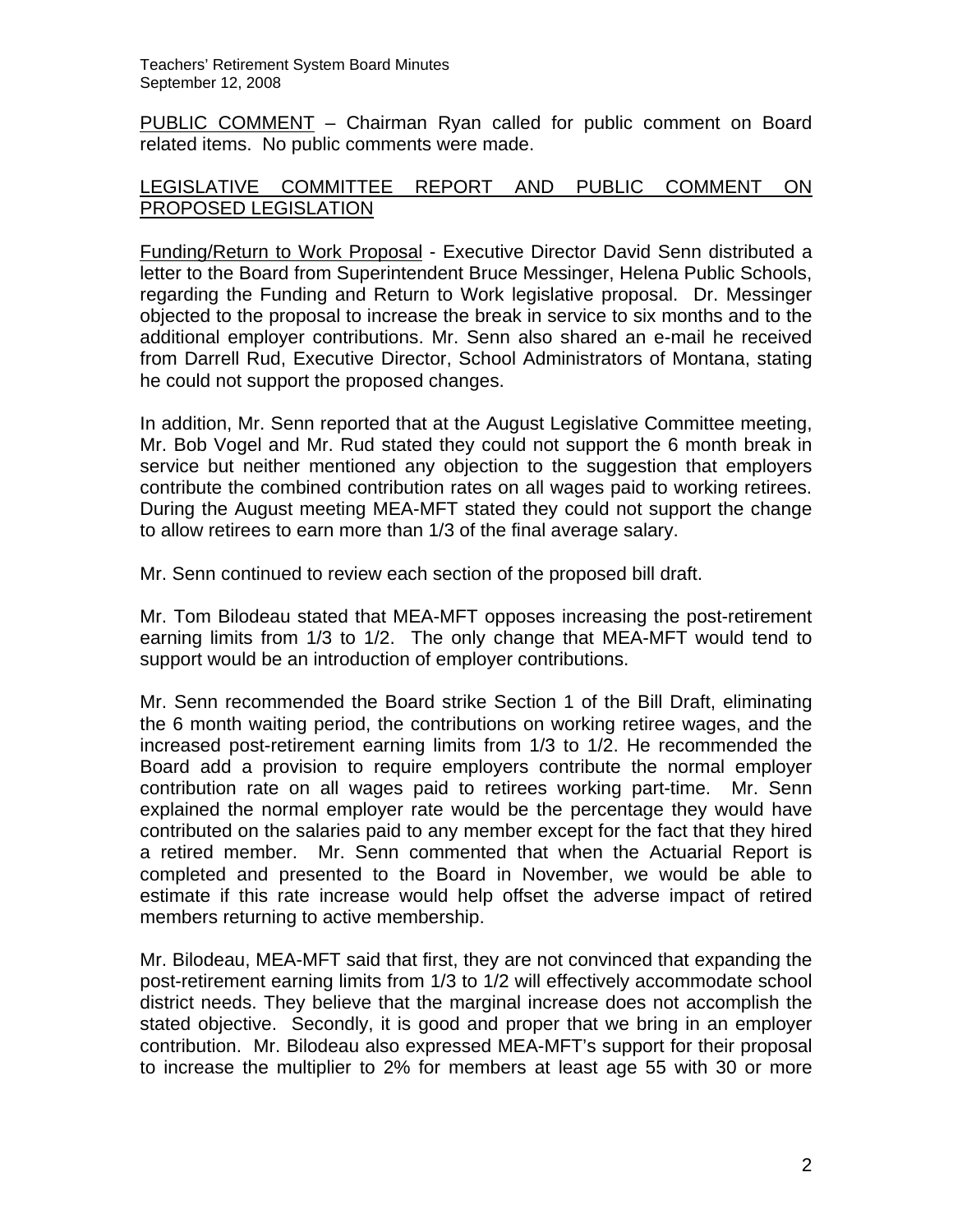PUBLIC COMMENT – Chairman Ryan called for public comment on Board related items. No public comments were made.

LEGISLATIVE COMMITTEE REPORT AND PUBLIC COMMENT ON PROPOSED LEGISLATION

Funding/Return to Work Proposal - Executive Director David Senn distributed a letter to the Board from Superintendent Bruce Messinger, Helena Public Schools, regarding the Funding and Return to Work legislative proposal. Dr. Messinger objected to the proposal to increase the break in service to six months and to the additional employer contributions. Mr. Senn also shared an e-mail he received from Darrell Rud, Executive Director, School Administrators of Montana, stating he could not support the proposed changes.

In addition, Mr. Senn reported that at the August Legislative Committee meeting, Mr. Bob Vogel and Mr. Rud stated they could not support the 6 month break in service but neither mentioned any objection to the suggestion that employers contribute the combined contribution rates on all wages paid to working retirees. During the August meeting MEA-MFT stated they could not support the change to allow retirees to earn more than 1/3 of the final average salary.

Mr. Senn continued to review each section of the proposed bill draft.

Mr. Tom Bilodeau stated that MEA-MFT opposes increasing the post-retirement earning limits from 1/3 to 1/2. The only change that MEA-MFT would tend to support would be an introduction of employer contributions.

Mr. Senn recommended the Board strike Section 1 of the Bill Draft, eliminating the 6 month waiting period, the contributions on working retiree wages, and the increased post-retirement earning limits from 1/3 to 1/2. He recommended the Board add a provision to require employers contribute the normal employer contribution rate on all wages paid to retirees working part-time. Mr. Senn explained the normal employer rate would be the percentage they would have contributed on the salaries paid to any member except for the fact that they hired a retired member. Mr. Senn commented that when the Actuarial Report is completed and presented to the Board in November, we would be able to estimate if this rate increase would help offset the adverse impact of retired members returning to active membership.

Mr. Bilodeau, MEA-MFT said that first, they are not convinced that expanding the post-retirement earning limits from 1/3 to 1/2 will effectively accommodate school district needs. They believe that the marginal increase does not accomplish the stated objective. Secondly, it is good and proper that we bring in an employer contribution. Mr. Bilodeau also expressed MEA-MFT's support for their proposal to increase the multiplier to 2% for members at least age 55 with 30 or more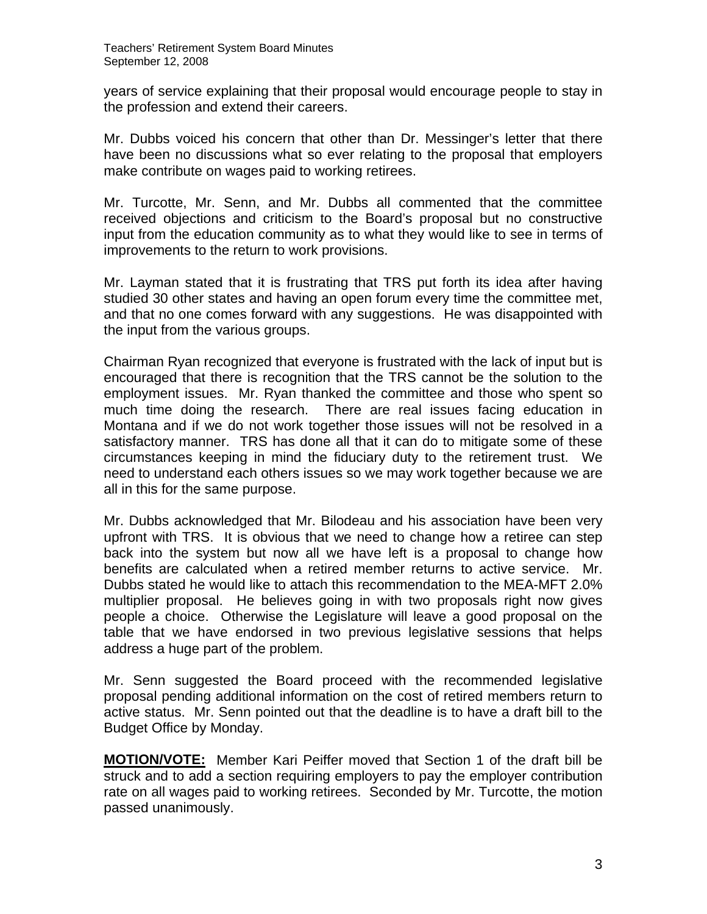years of service explaining that their proposal would encourage people to stay in the profession and extend their careers.

Mr. Dubbs voiced his concern that other than Dr. Messinger's letter that there have been no discussions what so ever relating to the proposal that employers make contribute on wages paid to working retirees.

Mr. Turcotte, Mr. Senn, and Mr. Dubbs all commented that the committee received objections and criticism to the Board's proposal but no constructive input from the education community as to what they would like to see in terms of improvements to the return to work provisions.

Mr. Layman stated that it is frustrating that TRS put forth its idea after having studied 30 other states and having an open forum every time the committee met, and that no one comes forward with any suggestions. He was disappointed with the input from the various groups.

Chairman Ryan recognized that everyone is frustrated with the lack of input but is encouraged that there is recognition that the TRS cannot be the solution to the employment issues. Mr. Ryan thanked the committee and those who spent so much time doing the research. There are real issues facing education in Montana and if we do not work together those issues will not be resolved in a satisfactory manner. TRS has done all that it can do to mitigate some of these circumstances keeping in mind the fiduciary duty to the retirement trust. We need to understand each others issues so we may work together because we are all in this for the same purpose.

Mr. Dubbs acknowledged that Mr. Bilodeau and his association have been very upfront with TRS. It is obvious that we need to change how a retiree can step back into the system but now all we have left is a proposal to change how benefits are calculated when a retired member returns to active service. Mr. Dubbs stated he would like to attach this recommendation to the MEA-MFT 2.0% multiplier proposal. He believes going in with two proposals right now gives people a choice. Otherwise the Legislature will leave a good proposal on the table that we have endorsed in two previous legislative sessions that helps address a huge part of the problem.

Mr. Senn suggested the Board proceed with the recommended legislative proposal pending additional information on the cost of retired members return to active status. Mr. Senn pointed out that the deadline is to have a draft bill to the Budget Office by Monday.

**MOTION/VOTE:** Member Kari Peiffer moved that Section 1 of the draft bill be struck and to add a section requiring employers to pay the employer contribution rate on all wages paid to working retirees. Seconded by Mr. Turcotte, the motion passed unanimously.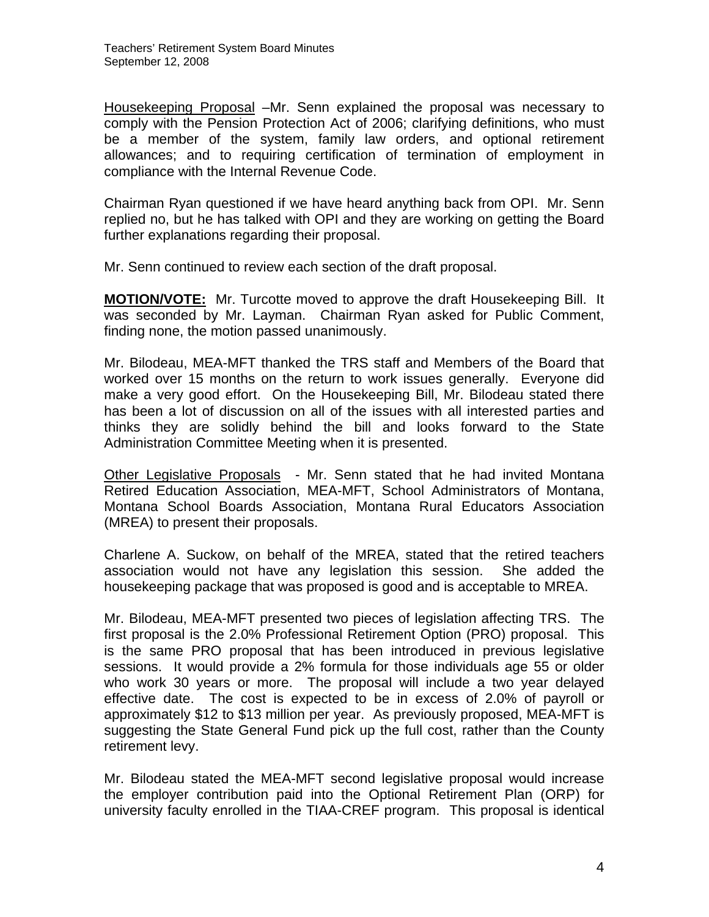Housekeeping Proposal –Mr. Senn explained the proposal was necessary to comply with the Pension Protection Act of 2006; clarifying definitions, who must be a member of the system, family law orders, and optional retirement allowances; and to requiring certification of termination of employment in compliance with the Internal Revenue Code.

Chairman Ryan questioned if we have heard anything back from OPI. Mr. Senn replied no, but he has talked with OPI and they are working on getting the Board further explanations regarding their proposal.

Mr. Senn continued to review each section of the draft proposal.

**MOTION/VOTE:** Mr. Turcotte moved to approve the draft Housekeeping Bill. It was seconded by Mr. Layman. Chairman Ryan asked for Public Comment, finding none, the motion passed unanimously.

Mr. Bilodeau, MEA-MFT thanked the TRS staff and Members of the Board that worked over 15 months on the return to work issues generally. Everyone did make a very good effort. On the Housekeeping Bill, Mr. Bilodeau stated there has been a lot of discussion on all of the issues with all interested parties and thinks they are solidly behind the bill and looks forward to the State Administration Committee Meeting when it is presented.

Other Legislative Proposals - Mr. Senn stated that he had invited Montana Retired Education Association, MEA-MFT, School Administrators of Montana, Montana School Boards Association, Montana Rural Educators Association (MREA) to present their proposals.

Charlene A. Suckow, on behalf of the MREA, stated that the retired teachers association would not have any legislation this session. She added the housekeeping package that was proposed is good and is acceptable to MREA.

Mr. Bilodeau, MEA-MFT presented two pieces of legislation affecting TRS. The first proposal is the 2.0% Professional Retirement Option (PRO) proposal. This is the same PRO proposal that has been introduced in previous legislative sessions. It would provide a 2% formula for those individuals age 55 or older who work 30 years or more. The proposal will include a two year delayed effective date. The cost is expected to be in excess of 2.0% of payroll or approximately \$12 to \$13 million per year. As previously proposed, MEA-MFT is suggesting the State General Fund pick up the full cost, rather than the County retirement levy.

Mr. Bilodeau stated the MEA-MFT second legislative proposal would increase the employer contribution paid into the Optional Retirement Plan (ORP) for university faculty enrolled in the TIAA-CREF program. This proposal is identical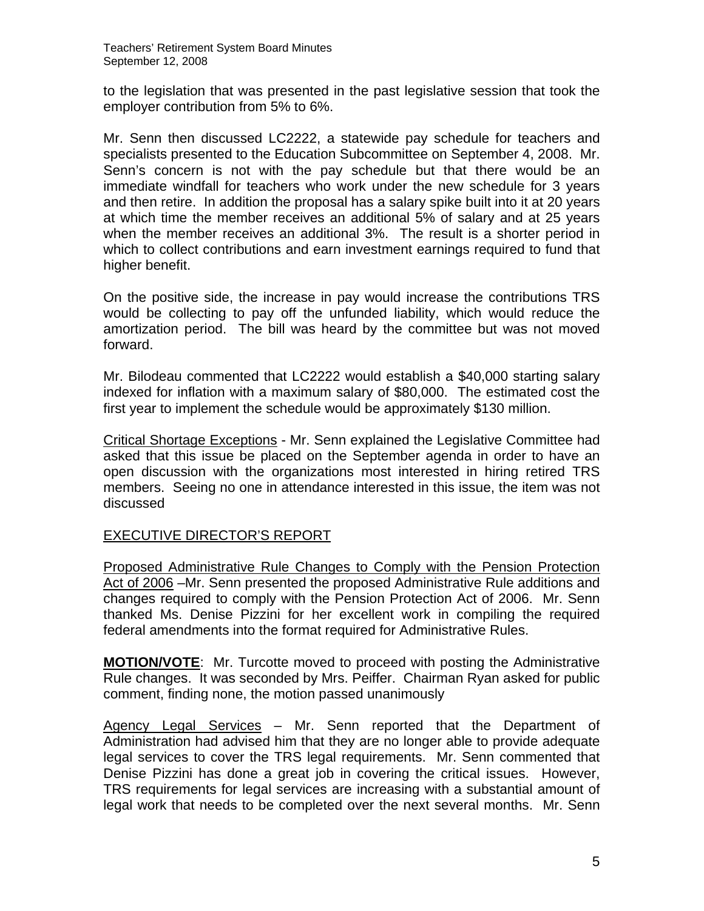to the legislation that was presented in the past legislative session that took the employer contribution from 5% to 6%.

Mr. Senn then discussed LC2222, a statewide pay schedule for teachers and specialists presented to the Education Subcommittee on September 4, 2008. Mr. Senn's concern is not with the pay schedule but that there would be an immediate windfall for teachers who work under the new schedule for 3 years and then retire. In addition the proposal has a salary spike built into it at 20 years at which time the member receives an additional 5% of salary and at 25 years when the member receives an additional 3%. The result is a shorter period in which to collect contributions and earn investment earnings required to fund that higher benefit.

On the positive side, the increase in pay would increase the contributions TRS would be collecting to pay off the unfunded liability, which would reduce the amortization period. The bill was heard by the committee but was not moved forward.

Mr. Bilodeau commented that LC2222 would establish a $40,000 starting salary indexed for inflation with a maximum salary of $80,000. The estimated cost the first year to implement the schedule would be approximately $130 million.

Critical Shortage Exceptions - Mr. Senn explained the Legislative Committee had asked that this issue be placed on the September agenda in order to have an open discussion with the organizations most interested in hiring retired TRS members. Seeing no one in attendance interested in this issue, the item was not discussed

## EXECUTIVE DIRECTOR'S REPORT

Proposed Administrative Rule Changes to Comply with the Pension Protection Act of 2006 –Mr. Senn presented the proposed Administrative Rule additions and changes required to comply with the Pension Protection Act of 2006. Mr. Senn thanked Ms. Denise Pizzini for her excellent work in compiling the required federal amendments into the format required for Administrative Rules.

**MOTION/VOTE**: Mr. Turcotte moved to proceed with posting the Administrative Rule changes. It was seconded by Mrs. Peiffer. Chairman Ryan asked for public comment, finding none, the motion passed unanimously

Agency Legal Services – Mr. Senn reported that the Department of Administration had advised him that they are no longer able to provide adequate legal services to cover the TRS legal requirements. Mr. Senn commented that Denise Pizzini has done a great job in covering the critical issues. However, TRS requirements for legal services are increasing with a substantial amount of legal work that needs to be completed over the next several months. Mr. Senn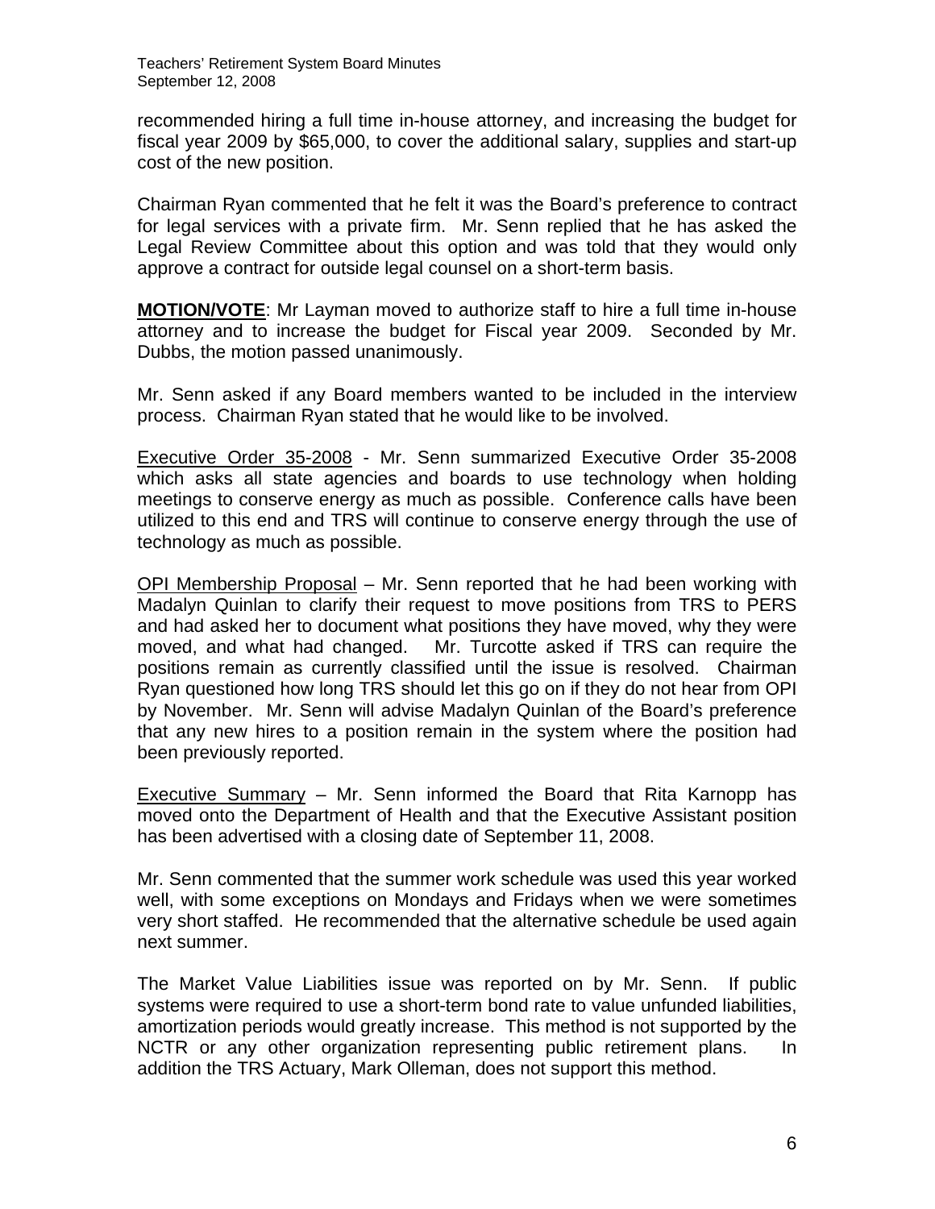recommended hiring a full time in-house attorney, and increasing the budget for fiscal year 2009 by $65,000, to cover the additional salary, supplies and start-up cost of the new position.

Chairman Ryan commented that he felt it was the Board's preference to contract for legal services with a private firm. Mr. Senn replied that he has asked the Legal Review Committee about this option and was told that they would only approve a contract for outside legal counsel on a short-term basis.

**MOTION/VOTE**: Mr Layman moved to authorize staff to hire a full time in-house attorney and to increase the budget for Fiscal year 2009. Seconded by Mr. Dubbs, the motion passed unanimously.

Mr. Senn asked if any Board members wanted to be included in the interview process. Chairman Ryan stated that he would like to be involved.

Executive Order 35-2008 - Mr. Senn summarized Executive Order 35-2008 which asks all state agencies and boards to use technology when holding meetings to conserve energy as much as possible. Conference calls have been utilized to this end and TRS will continue to conserve energy through the use of technology as much as possible.

OPI Membership Proposal – Mr. Senn reported that he had been working with Madalyn Quinlan to clarify their request to move positions from TRS to PERS and had asked her to document what positions they have moved, why they were moved, and what had changed. Mr. Turcotte asked if TRS can require the positions remain as currently classified until the issue is resolved. Chairman Ryan questioned how long TRS should let this go on if they do not hear from OPI by November. Mr. Senn will advise Madalyn Quinlan of the Board's preference that any new hires to a position remain in the system where the position had been previously reported.

Executive Summary – Mr. Senn informed the Board that Rita Karnopp has moved onto the Department of Health and that the Executive Assistant position has been advertised with a closing date of September 11, 2008.

Mr. Senn commented that the summer work schedule was used this year worked well, with some exceptions on Mondays and Fridays when we were sometimes very short staffed. He recommended that the alternative schedule be used again next summer.

The Market Value Liabilities issue was reported on by Mr. Senn. If public systems were required to use a short-term bond rate to value unfunded liabilities, amortization periods would greatly increase. This method is not supported by the NCTR or any other organization representing public retirement plans. In addition the TRS Actuary, Mark Olleman, does not support this method.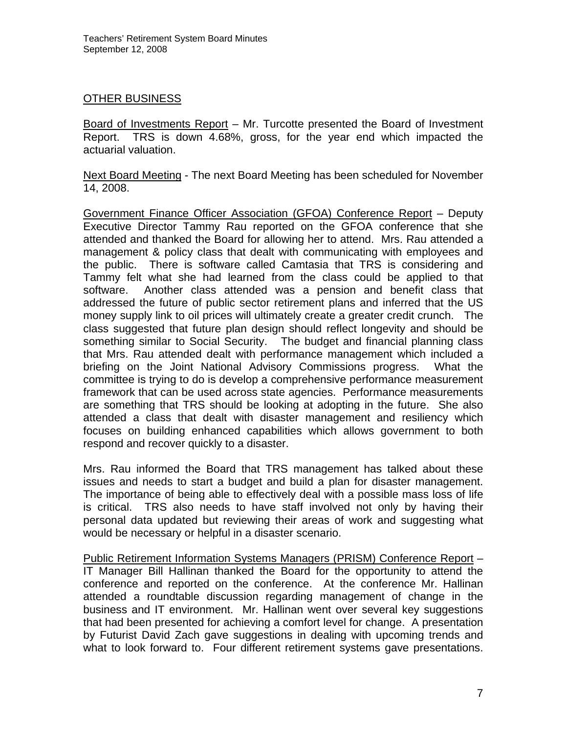## OTHER BUSINESS

Board of Investments Report – Mr. Turcotte presented the Board of Investment Report. TRS is down 4.68%, gross, for the year end which impacted the actuarial valuation.

Next Board Meeting - The next Board Meeting has been scheduled for November 14, 2008.

Government Finance Officer Association (GFOA) Conference Report – Deputy Executive Director Tammy Rau reported on the GFOA conference that she attended and thanked the Board for allowing her to attend. Mrs. Rau attended a management & policy class that dealt with communicating with employees and the public. There is software called Camtasia that TRS is considering and Tammy felt what she had learned from the class could be applied to that software. Another class attended was a pension and benefit class that addressed the future of public sector retirement plans and inferred that the US money supply link to oil prices will ultimately create a greater credit crunch. The class suggested that future plan design should reflect longevity and should be something similar to Social Security. The budget and financial planning class that Mrs. Rau attended dealt with performance management which included a briefing on the Joint National Advisory Commissions progress. What the committee is trying to do is develop a comprehensive performance measurement framework that can be used across state agencies. Performance measurements are something that TRS should be looking at adopting in the future. She also attended a class that dealt with disaster management and resiliency which focuses on building enhanced capabilities which allows government to both respond and recover quickly to a disaster.

Mrs. Rau informed the Board that TRS management has talked about these issues and needs to start a budget and build a plan for disaster management. The importance of being able to effectively deal with a possible mass loss of life is critical. TRS also needs to have staff involved not only by having their personal data updated but reviewing their areas of work and suggesting what would be necessary or helpful in a disaster scenario.

Public Retirement Information Systems Managers (PRISM) Conference Report – IT Manager Bill Hallinan thanked the Board for the opportunity to attend the conference and reported on the conference. At the conference Mr. Hallinan attended a roundtable discussion regarding management of change in the business and IT environment. Mr. Hallinan went over several key suggestions that had been presented for achieving a comfort level for change. A presentation by Futurist David Zach gave suggestions in dealing with upcoming trends and what to look forward to. Four different retirement systems gave presentations.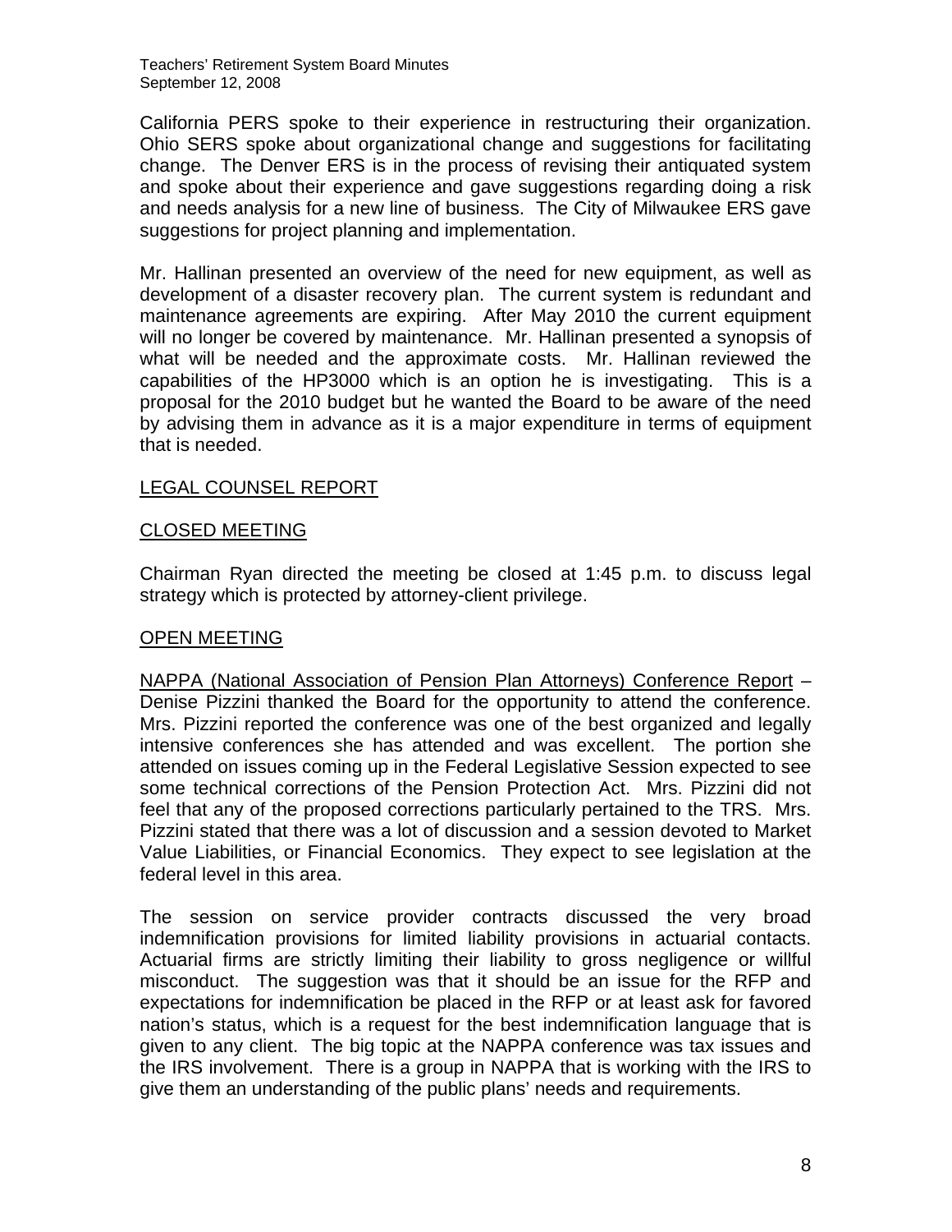California PERS spoke to their experience in restructuring their organization. Ohio SERS spoke about organizational change and suggestions for facilitating change. The Denver ERS is in the process of revising their antiquated system and spoke about their experience and gave suggestions regarding doing a risk and needs analysis for a new line of business. The City of Milwaukee ERS gave suggestions for project planning and implementation.

Mr. Hallinan presented an overview of the need for new equipment, as well as development of a disaster recovery plan. The current system is redundant and maintenance agreements are expiring. After May 2010 the current equipment will no longer be covered by maintenance. Mr. Hallinan presented a synopsis of what will be needed and the approximate costs. Mr. Hallinan reviewed the capabilities of the HP3000 which is an option he is investigating. This is a proposal for the 2010 budget but he wanted the Board to be aware of the need by advising them in advance as it is a major expenditure in terms of equipment that is needed.

<u>LEGAL COUNSEL REPORT</u>

<u>CLOSED MEETING</u>

Chairman Ryan directed the meeting be closed at 1:45 p.m. to discuss legal strategy which is protected by attorney-client privilege.

<u>OPEN MEETING</u>

<u>NAPPA (National Association of Pension Plan Attorneys) Conference Report</u> – Denise Pizzini thanked the Board for the opportunity to attend the conference. Mrs. Pizzini reported the conference was one of the best organized and legally intensive conferences she has attended and was excellent. The portion she attended on issues coming up in the Federal Legislative Session expected to see some technical corrections of the Pension Protection Act. Mrs. Pizzini did not feel that any of the proposed corrections particularly pertained to the TRS. Mrs. Pizzini stated that there was a lot of discussion and a session devoted to Market Value Liabilities, or Financial Economics. They expect to see legislation at the federal level in this area.

The session on service provider contracts discussed the very broad indemnification provisions for limited liability provisions in actuarial contacts. Actuarial firms are strictly limiting their liability to gross negligence or willful misconduct. The suggestion was that it should be an issue for the RFP and expectations for indemnification be placed in the RFP or at least ask for favored nation's status, which is a request for the best indemnification language that is given to any client. The big topic at the NAPPA conference was tax issues and the IRS involvement. There is a group in NAPPA that is working with the IRS to give them an understanding of the public plans' needs and requirements.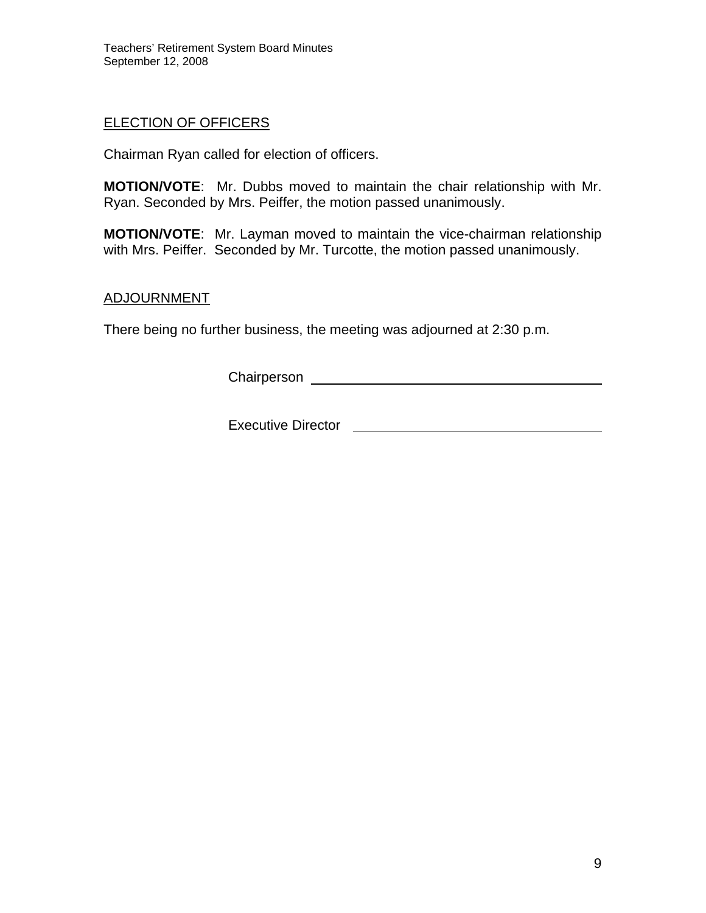## ELECTION OF OFFICERS

Chairman Ryan called for election of officers.

**MOTION/VOTE**: Mr. Dubbs moved to maintain the chair relationship with Mr. Ryan. Seconded by Mrs. Peiffer, the motion passed unanimously.

**MOTION/VOTE**: Mr. Layman moved to maintain the vice-chairman relationship with Mrs. Peiffer. Seconded by Mr. Turcotte, the motion passed unanimously.

## ADJOURNMENT

There being no further business, the meeting was adjourned at 2:30 p.m.

Chairperson ________________________________

Executive Director ____________________________